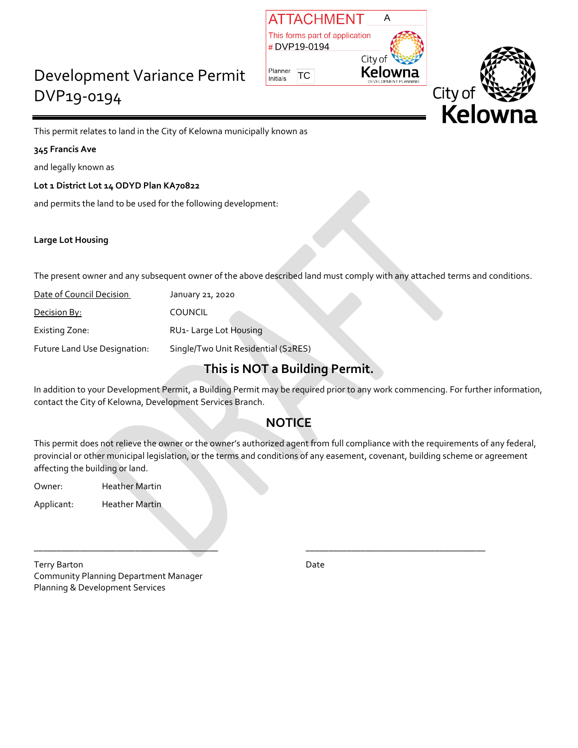ATTACHMENT A

This forms part of application # DVP19-0194

Planner Initials TC

City of Kelowna DEVELOPMENT PLANNING

# Development Variance Permit DVP19-0194

City of Kelowna

This permit relates to land in the City of Kelowna municipally known as

**345 Francis Ave**

and legally known as

**Lot 1 District Lot 14 ODYD Plan KA70822**

and permits the land to be used for the following development:

**Large Lot Housing**

The present owner and any subsequent owner of the above described land must comply with any attached terms and conditions.

| | |
|---|---|
| Date of Council Decision | January 21, 2020 |
| Decision By: | COUNCIL |
| Existing Zone: | RU1- Large Lot Housing |
| Future Land Use Designation: | Single/Two Unit Residential (S2RES) |

## This is NOT a Building Permit.

In addition to your Development Permit, a Building Permit may be required prior to any work commencing. For further information, contact the City of Kelowna, Development Services Branch.

## NOTICE

This permit does not relieve the owner or the owner's authorized agent from full compliance with the requirements of any federal, provincial or other municipal legislation, or the terms and conditions of any easement, covenant, building scheme or agreement affecting the building or land.

Owner: Heather Martin

Applicant: Heather Martin

_____________________________________ _____________________________________

Terry Barton
Community Planning Department Manager
Planning & Development Services

Date

DRAFT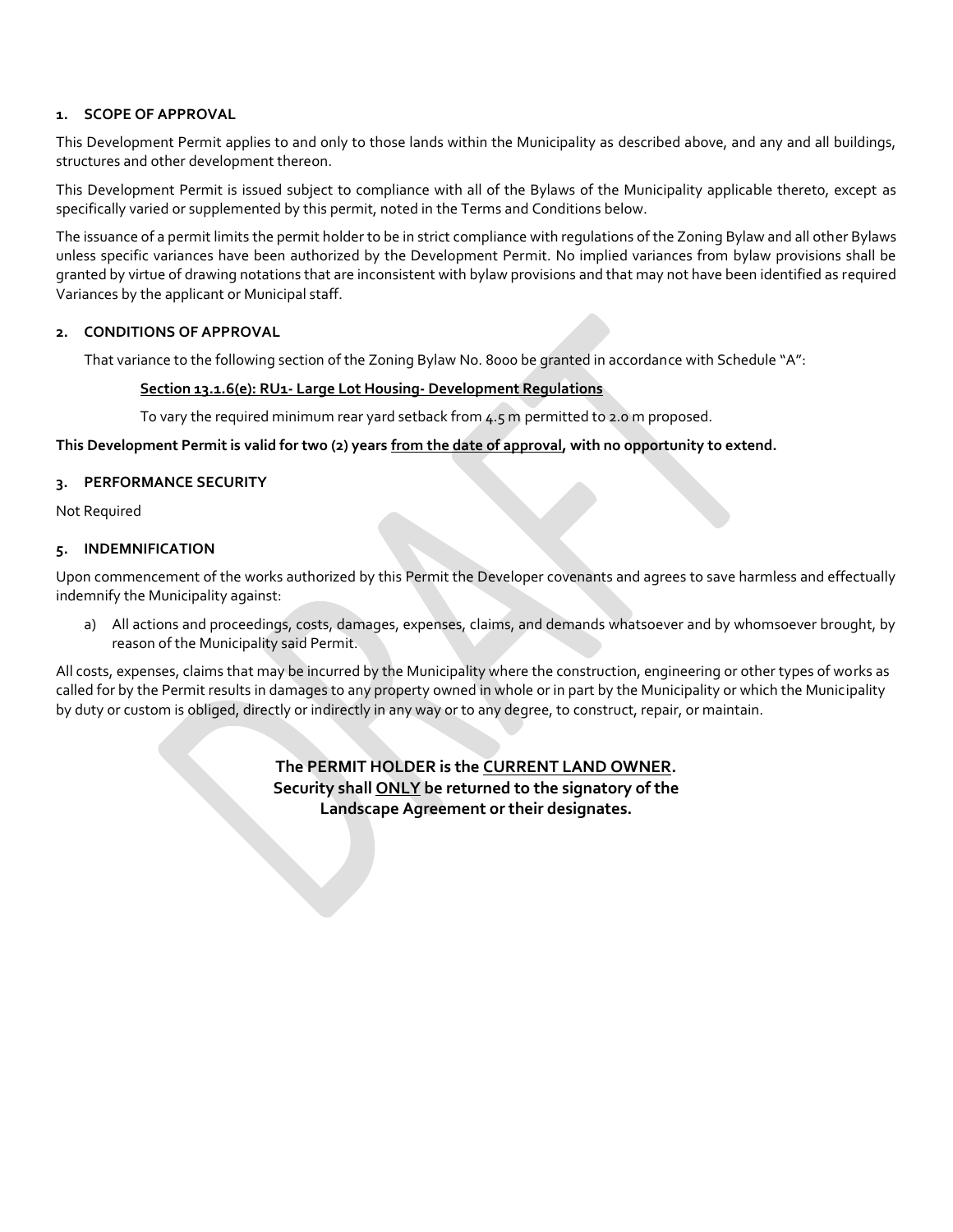## 1. SCOPE OF APPROVAL

This Development Permit applies to and only to those lands within the Municipality as described above, and any and all buildings, structures and other development thereon.

This Development Permit is issued subject to compliance with all of the Bylaws of the Municipality applicable thereto, except as specifically varied or supplemented by this permit, noted in the Terms and Conditions below.

The issuance of a permit limits the permit holder to be in strict compliance with regulations of the Zoning Bylaw and all other Bylaws unless specific variances have been authorized by the Development Permit. No implied variances from bylaw provisions shall be granted by virtue of drawing notations that are inconsistent with bylaw provisions and that may not have been identified as required Variances by the applicant or Municipal staff.

## 2. CONDITIONS OF APPROVAL

That variance to the following section of the Zoning Bylaw No. 8000 be granted in accordance with Schedule "A":

<u>**Section 13.1.6(e): RU1- Large Lot Housing- Development Regulations**</u>

To vary the required minimum rear yard setback from 4.5 m permitted to 2.0 m proposed.

**This Development Permit is valid for two (2) years <u>from the date of approval</u>, with no opportunity to extend.**

## 3. PERFORMANCE SECURITY

Not Required

## 5. INDEMNIFICATION

Upon commencement of the works authorized by this Permit the Developer covenants and agrees to save harmless and effectually indemnify the Municipality against:

a) All actions and proceedings, costs, damages, expenses, claims, and demands whatsoever and by whomsoever brought, by reason of the Municipality said Permit.

All costs, expenses, claims that may be incurred by the Municipality where the construction, engineering or other types of works as called for by the Permit results in damages to any property owned in whole or in part by the Municipality or which the Municipality by duty or custom is obliged, directly or indirectly in any way or to any degree, to construct, repair, or maintain.

**The PERMIT HOLDER is the <u>CURRENT LAND OWNER</u>.**
**Security shall <u>ONLY</u> be returned to the signatory of the Landscape Agreement or their designates.**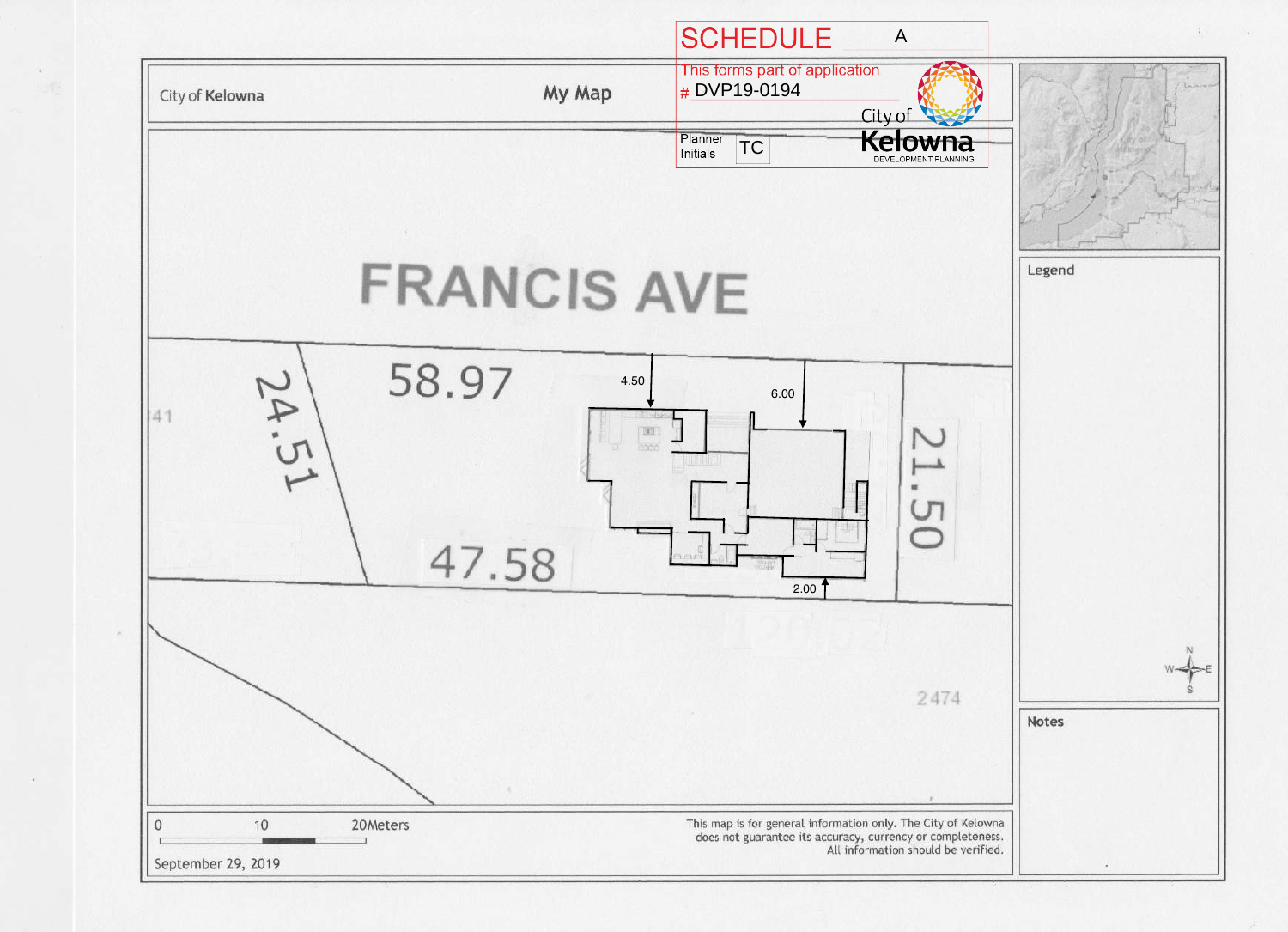# SCHEDULE A

This forms part of application
# DVP19-0194

Planner Initials: TC

City of Kelowna
DEVELOPMENT PLANNING

City of Kelowna

My Map

FRANCIS AVE

58.97

24.51

47.58

21.50

4.50

6.00

2.00

41

2474

Legend

Notes

0 10 20Meters

September 29, 2019

This map is for general information only. The City of Kelowna does not guarantee its accuracy, currency or completeness. All information should be verified.